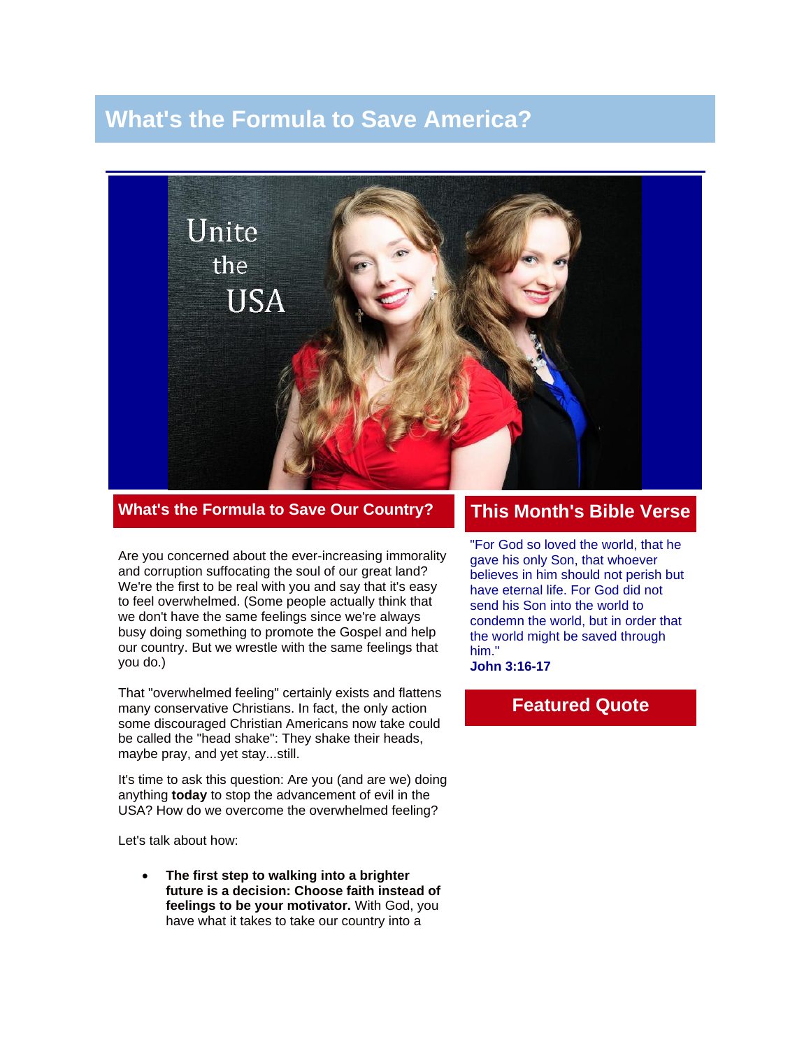# What's the Formula to Save America?

## What's the Formula to Save Our Country?

Are you concerned about the ever-increasing immorality and corruption suffocating the soul of our great land? We're the first to be real with you and say that it's easy to feel overwhelmed. (Some people actually think that we don't have the same feelings since we're always busy doing something to promote the Gospel and help our country. But we wrestle with the same feelings that you do.)

That "overwhelmed feeling" certainly exists and flattens many conservative Christians. In fact, the only action some discouraged Christian Americans now take could be called the "head shake": They shake their heads, maybe pray, and yet stay...still.

It's time to ask this question: Are you (and are we) doing anything **today** to stop the advancement of evil in the USA? How do we overcome the overwhelmed feeling?

Let's talk about how:

- **The first step to walking into a brighter future is a decision: Choose faith instead of feelings to be your motivator.** With God, you have what it takes to take our country into a

## This Month's Bible Verse

"For God so loved the world, that he gave his only Son, that whoever believes in him should not perish but have eternal life. For God did not send his Son into the world to condemn the world, but in order that the world might be saved through him."
**John 3:16-17**

## Featured Quote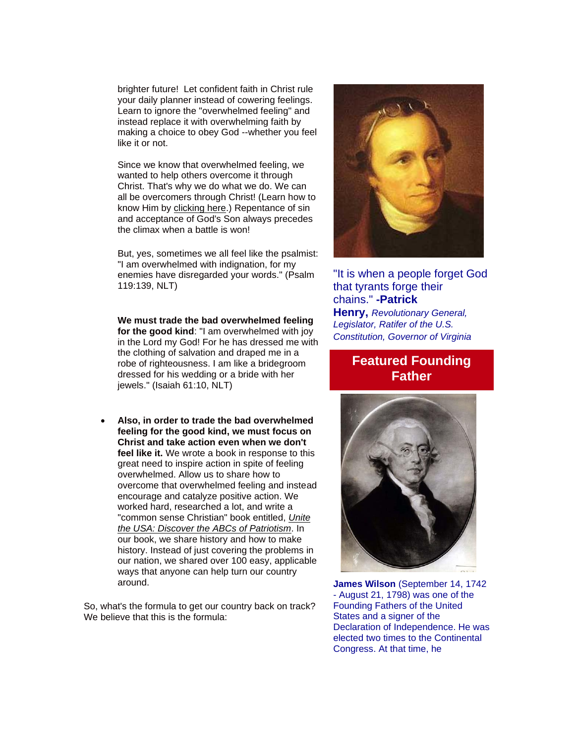brighter future! Let confident faith in Christ rule your daily planner instead of cowering feelings. Learn to ignore the "overwhelmed feeling" and instead replace it with overwhelming faith by making a choice to obey God --whether you feel like it or not.

Since we know that overwhelmed feeling, we wanted to help others overcome it through Christ. That's why we do what we do. We can all be overcomers through Christ! (Learn how to know Him by clicking here.) Repentance of sin and acceptance of God's Son always precedes the climax when a battle is won!

But, yes, sometimes we all feel like the psalmist: "I am overwhelmed with indignation, for my enemies have disregarded your words." (Psalm 119:139, NLT)

**We must trade the bad overwhelmed feeling for the good kind**: "I am overwhelmed with joy in the Lord my God! For he has dressed me with the clothing of salvation and draped me in a robe of righteousness. I am like a bridegroom dressed for his wedding or a bride with her jewels." (Isaiah 61:10, NLT)

- **Also, in order to trade the bad overwhelmed feeling for the good kind, we must focus on Christ and take action even when we don't feel like it.** We wrote a book in response to this great need to inspire action in spite of feeling overwhelmed. Allow us to share how to overcome that overwhelmed feeling and instead encourage and catalyze positive action. We worked hard, researched a lot, and write a "common sense Christian" book entitled, *Unite the USA: Discover the ABCs of Patriotism*. In our book, we share history and how to make history. Instead of just covering the problems in our nation, we shared over 100 easy, applicable ways that anyone can help turn our country around.

So, what's the formula to get our country back on track? We believe that this is the formula:

"It is when a people forget God that tyrants forge their chains." **-Patrick Henry,** *Revolutionary General, Legislator, Ratifer of the U.S. Constitution, Governor of Virginia*

## Featured Founding Father

**James Wilson** (September 14, 1742 - August 21, 1798) was one of the Founding Fathers of the United States and a signer of the Declaration of Independence. He was elected two times to the Continental Congress. At that time, he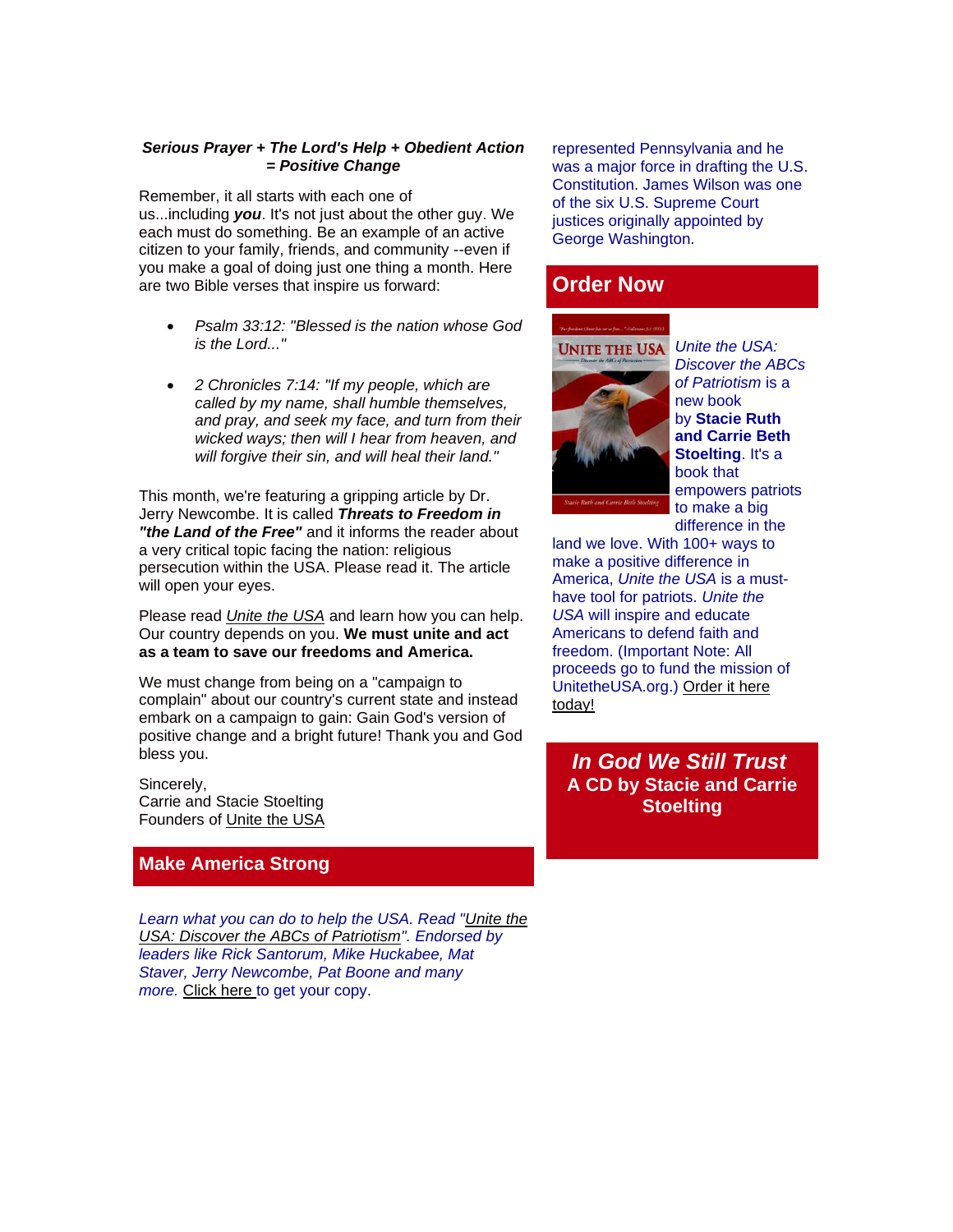***Serious Prayer + The Lord's Help + Obedient Action = Positive Change***

Remember, it all starts with each one of us...including ***you***. It's not just about the other guy. We each must do something. Be an example of an active citizen to your family, friends, and community --even if you make a goal of doing just one thing a month. Here are two Bible verses that inspire us forward:

- *Psalm 33:12: "Blessed is the nation whose God is the Lord..."*
- *2 Chronicles 7:14: "If my people, which are called by my name, shall humble themselves, and pray, and seek my face, and turn from their wicked ways; then will I hear from heaven, and will forgive their sin, and will heal their land."*

This month, we're featuring a gripping article by Dr. Jerry Newcombe. It is called ***Threats to Freedom in "the Land of the Free"*** and it informs the reader about a very critical topic facing the nation: religious persecution within the USA. Please read it. The article will open your eyes.

Please read *Unite the USA* and learn how you can help. Our country depends on you. **We must unite and act as a team to save our freedoms and America.**

We must change from being on a "campaign to complain" about our country's current state and instead embark on a campaign to gain: Gain God's version of positive change and a bright future! Thank you and God bless you.

Sincerely,
Carrie and Stacie Stoelting
Founders of Unite the USA

## Make America Strong

*Learn what you can do to help the USA. Read "Unite the USA: Discover the ABCs of Patriotism". Endorsed by leaders like Rick Santorum, Mike Huckabee, Mat Staver, Jerry Newcombe, Pat Boone and many more.* Click here to get your copy.

represented Pennsylvania and he was a major force in drafting the U.S. Constitution. James Wilson was one of the six U.S. Supreme Court justices originally appointed by George Washington.

## Order Now

*Unite the USA: Discover the ABCs of Patriotism* is a new book by **Stacie Ruth and Carrie Beth Stoelting**. It's a book that empowers patriots to make a big difference in the land we love. With 100+ ways to make a positive difference in America, *Unite the USA* is a must-have tool for patriots. *Unite the USA* will inspire and educate Americans to defend faith and freedom. (Important Note: All proceeds go to fund the mission of UnitetheUSA.org.) Order it here today!

## *In God We Still Trust*
## A CD by Stacie and Carrie Stoelting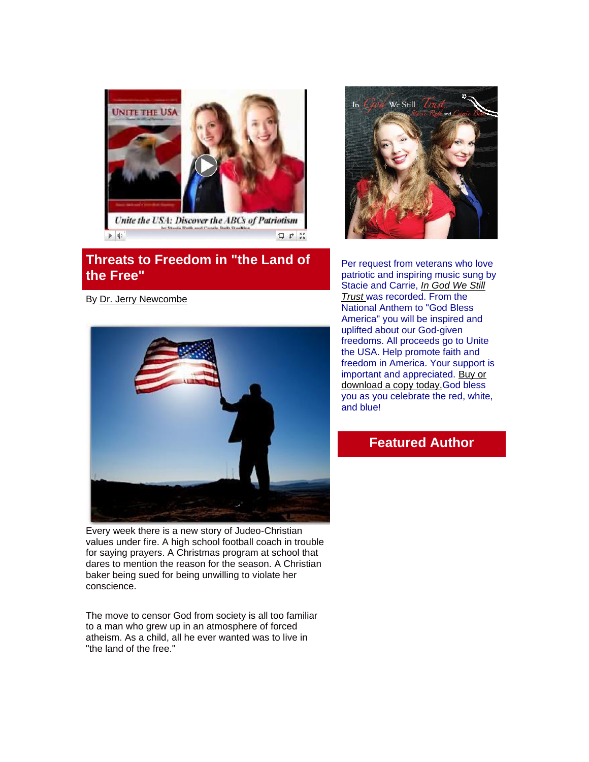## Threats to Freedom in "the Land of the Free"

By Dr. Jerry Newcombe

Every week there is a new story of Judeo-Christian values under fire. A high school football coach in trouble for saying prayers. A Christmas program at school that dares to mention the reason for the season. A Christian baker being sued for being unwilling to violate her conscience.

The move to censor God from society is all too familiar to a man who grew up in an atmosphere of forced atheism. As a child, all he ever wanted was to live in "the land of the free."

Per request from veterans who love patriotic and inspiring music sung by Stacie and Carrie, *In God We Still Trust* was recorded. From the National Anthem to "God Bless America" you will be inspired and uplifted about our God-given freedoms. All proceeds go to Unite the USA. Help promote faith and freedom in America. Your support is important and appreciated. Buy or download a copy today. God bless you as you celebrate the red, white, and blue!

## Featured Author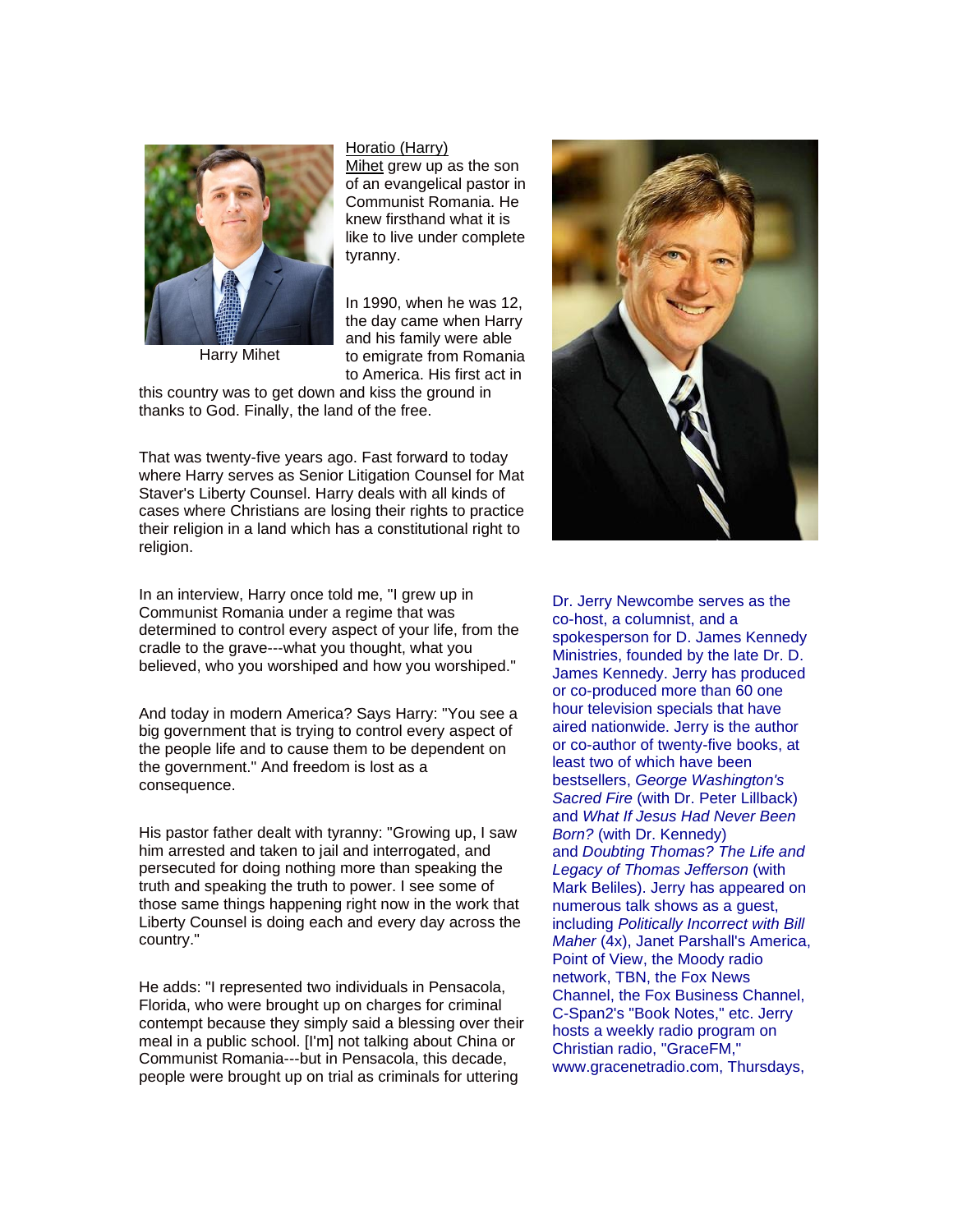Harry Mihet

Horatio (Harry) Mihet grew up as the son of an evangelical pastor in Communist Romania. He knew firsthand what it is like to live under complete tyranny.

In 1990, when he was 12, the day came when Harry and his family were able to emigrate from Romania to America. His first act in this country was to get down and kiss the ground in thanks to God. Finally, the land of the free.

That was twenty-five years ago. Fast forward to today where Harry serves as Senior Litigation Counsel for Mat Staver's Liberty Counsel. Harry deals with all kinds of cases where Christians are losing their rights to practice their religion in a land which has a constitutional right to religion.

In an interview, Harry once told me, "I grew up in Communist Romania under a regime that was determined to control every aspect of your life, from the cradle to the grave---what you thought, what you believed, who you worshiped and how you worshiped."

And today in modern America? Says Harry: "You see a big government that is trying to control every aspect of the people life and to cause them to be dependent on the government." And freedom is lost as a consequence.

His pastor father dealt with tyranny: "Growing up, I saw him arrested and taken to jail and interrogated, and persecuted for doing nothing more than speaking the truth and speaking the truth to power. I see some of those same things happening right now in the work that Liberty Counsel is doing each and every day across the country."

He adds: "I represented two individuals in Pensacola, Florida, who were brought up on charges for criminal contempt because they simply said a blessing over their meal in a public school. [I'm] not talking about China or Communist Romania---but in Pensacola, this decade, people were brought up on trial as criminals for uttering

Dr. Jerry Newcombe serves as the co-host, a columnist, and a spokesperson for D. James Kennedy Ministries, founded by the late Dr. D. James Kennedy. Jerry has produced or co-produced more than 60 one hour television specials that have aired nationwide. Jerry is the author or co-author of twenty-five books, at least two of which have been bestsellers, *George Washington's Sacred Fire* (with Dr. Peter Lillback) and *What If Jesus Had Never Been Born?* (with Dr. Kennedy) and *Doubting Thomas? The Life and Legacy of Thomas Jefferson* (with Mark Beliles). Jerry has appeared on numerous talk shows as a guest, including *Politically Incorrect with Bill Maher* (4x), Janet Parshall's America, Point of View, the Moody radio network, TBN, the Fox News Channel, the Fox Business Channel, C-Span2's "Book Notes," etc. Jerry hosts a weekly radio program on Christian radio, "GraceFM," www.gracenetradio.com, Thursdays,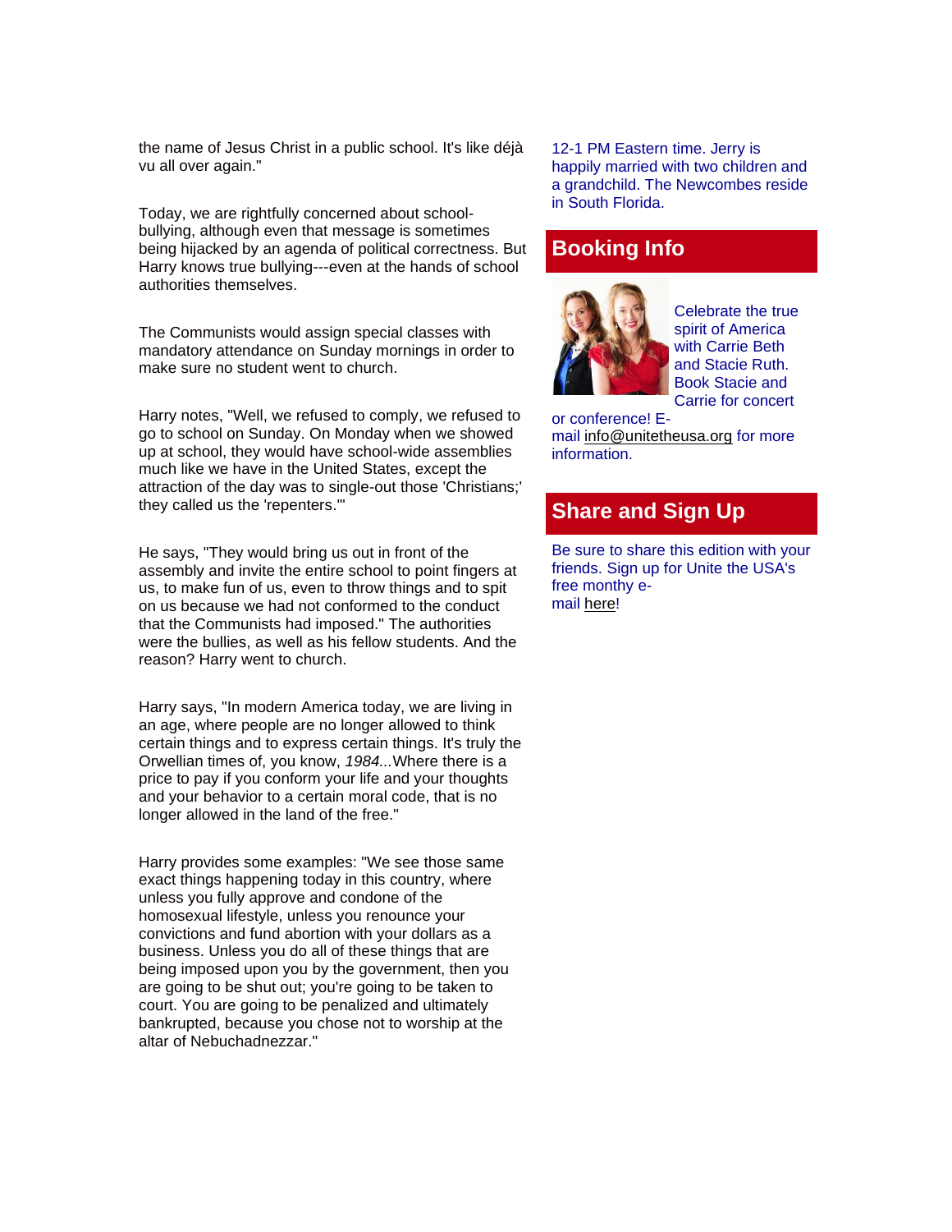the name of Jesus Christ in a public school. It's like déjà vu all over again."

Today, we are rightfully concerned about school-bullying, although even that message is sometimes being hijacked by an agenda of political correctness. But Harry knows true bullying---even at the hands of school authorities themselves.

The Communists would assign special classes with mandatory attendance on Sunday mornings in order to make sure no student went to church.

Harry notes, "Well, we refused to comply, we refused to go to school on Sunday. On Monday when we showed up at school, they would have school-wide assemblies much like we have in the United States, except the attraction of the day was to single-out those 'Christians;' they called us the 'repenters.'"

He says, "They would bring us out in front of the assembly and invite the entire school to point fingers at us, to make fun of us, even to throw things and to spit on us because we had not conformed to the conduct that the Communists had imposed." The authorities were the bullies, as well as his fellow students. And the reason? Harry went to church.

Harry says, "In modern America today, we are living in an age, where people are no longer allowed to think certain things and to express certain things. It's truly the Orwellian times of, you know, *1984*...Where there is a price to pay if you conform your life and your thoughts and your behavior to a certain moral code, that is no longer allowed in the land of the free."

Harry provides some examples: "We see those same exact things happening today in this country, where unless you fully approve and condone of the homosexual lifestyle, unless you renounce your convictions and fund abortion with your dollars as a business. Unless you do all of these things that are being imposed upon you by the government, then you are going to be shut out; you're going to be taken to court. You are going to be penalized and ultimately bankrupted, because you chose not to worship at the altar of Nebuchadnezzar."

12-1 PM Eastern time. Jerry is happily married with two children and a grandchild. The Newcombes reside in South Florida.

## Booking Info

Celebrate the true spirit of America with Carrie Beth and Stacie Ruth. Book Stacie and Carrie for concert or conference! E-mail info@unitetheusa.org for more information.

## Share and Sign Up

Be sure to share this edition with your friends. Sign up for Unite the USA's free monthy e-mail here!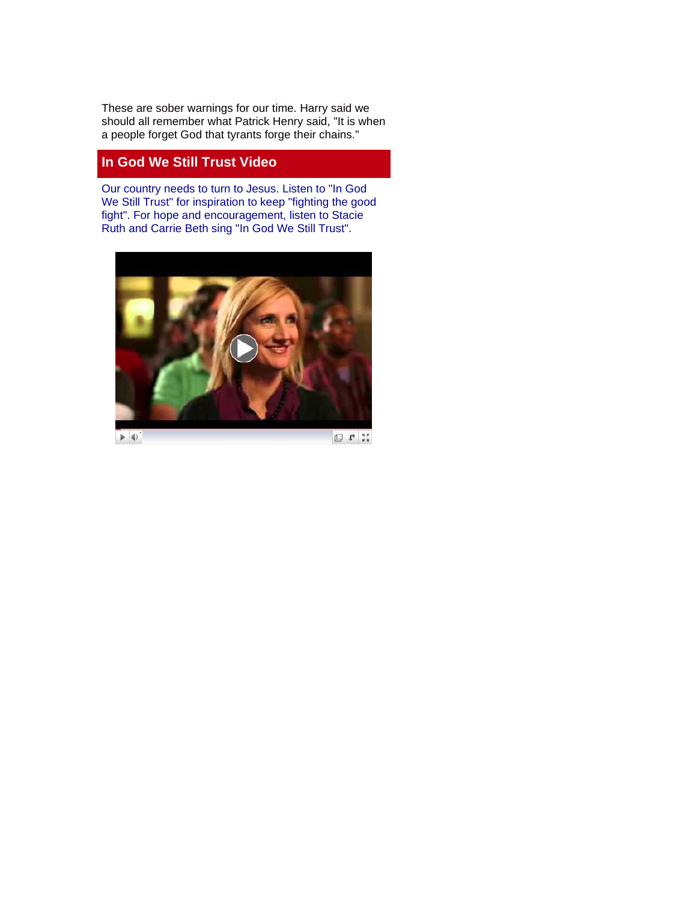These are sober warnings for our time. Harry said we should all remember what Patrick Henry said, "It is when a people forget God that tyrants forge their chains."

## In God We Still Trust Video

Our country needs to turn to Jesus. Listen to "In God We Still Trust" for inspiration to keep "fighting the good fight". For hope and encouragement, listen to Stacie Ruth and Carrie Beth sing "In God We Still Trust".